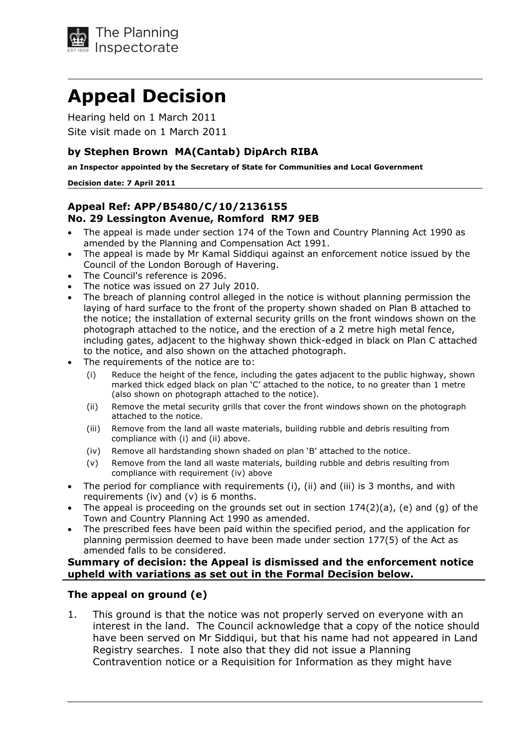The Planning Inspectorate

# Appeal Decision

Hearing held on 1 March 2011

Site visit made on 1 March 2011

### by Stephen Brown MA(Cantab) DipArch RIBA

**an Inspector appointed by the Secretary of State for Communities and Local Government**

**Decision date: 7 April 2011**

### Appeal Ref: APP/B5480/C/10/2136155
### No. 29 Lessington Avenue, Romford RM7 9EB

- The appeal is made under section 174 of the Town and Country Planning Act 1990 as amended by the Planning and Compensation Act 1991.
- The appeal is made by Mr Kamal Siddiqui against an enforcement notice issued by the Council of the London Borough of Havering.
- The Council's reference is 2096.
- The notice was issued on 27 July 2010.
- The breach of planning control alleged in the notice is without planning permission the laying of hard surface to the front of the property shown shaded on Plan B attached to the notice; the installation of external security grills on the front windows shown on the photograph attached to the notice, and the erection of a 2 metre high metal fence, including gates, adjacent to the highway shown thick-edged in black on Plan C attached to the notice, and also shown on the attached photograph.
- The requirements of the notice are to:
    - (i) Reduce the height of the fence, including the gates adjacent to the public highway, shown marked thick edged black on plan 'C' attached to the notice, to no greater than 1 metre (also shown on photograph attached to the notice).
    - (ii) Remove the metal security grills that cover the front windows shown on the photograph attached to the notice.
    - (iii) Remove from the land all waste materials, building rubble and debris resulting from compliance with (i) and (ii) above.
    - (iv) Remove all hardstanding shown shaded on plan 'B' attached to the notice.
    - (v) Remove from the land all waste materials, building rubble and debris resulting from compliance with requirement (iv) above
- The period for compliance with requirements (i), (ii) and (iii) is 3 months, and with requirements (iv) and (v) is 6 months.
- The appeal is proceeding on the grounds set out in section 174(2)(a), (e) and (g) of the Town and Country Planning Act 1990 as amended.
- The prescribed fees have been paid within the specified period, and the application for planning permission deemed to have been made under section 177(5) of the Act as amended falls to be considered.

**Summary of decision: the Appeal is dismissed and the enforcement notice upheld with variations as set out in the Formal Decision below.**

### The appeal on ground (e)

1. This ground is that the notice was not properly served on everyone with an interest in the land. The Council acknowledge that a copy of the notice should have been served on Mr Siddiqui, but that his name had not appeared in Land Registry searches. I note also that they did not issue a Planning Contravention notice or a Requisition for Information as they might have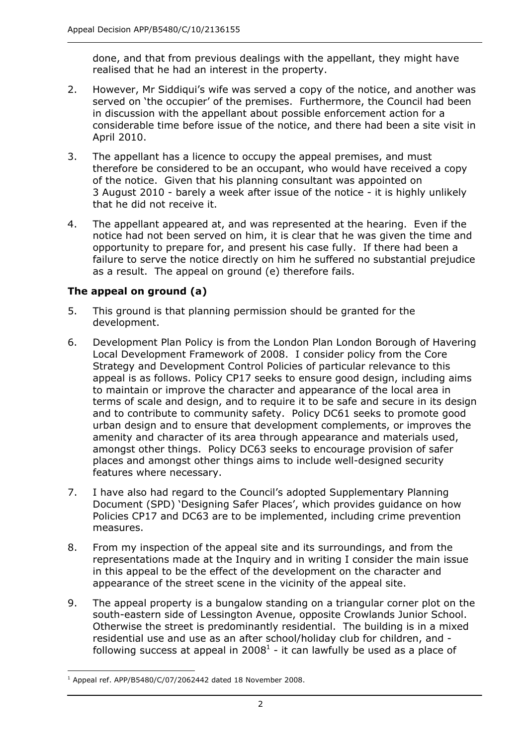done, and that from previous dealings with the appellant, they might have realised that he had an interest in the property.

2. However, Mr Siddiqui's wife was served a copy of the notice, and another was served on 'the occupier' of the premises. Furthermore, the Council had been in discussion with the appellant about possible enforcement action for a considerable time before issue of the notice, and there had been a site visit in April 2010.

3. The appellant has a licence to occupy the appeal premises, and must therefore be considered to be an occupant, who would have received a copy of the notice. Given that his planning consultant was appointed on 3 August 2010 - barely a week after issue of the notice - it is highly unlikely that he did not receive it.

4. The appellant appeared at, and was represented at the hearing. Even if the notice had not been served on him, it is clear that he was given the time and opportunity to prepare for, and present his case fully. If there had been a failure to serve the notice directly on him he suffered no substantial prejudice as a result. The appeal on ground (e) therefore fails.

## The appeal on ground (a)

5. This ground is that planning permission should be granted for the development.

6. Development Plan Policy is from the London Plan London Borough of Havering Local Development Framework of 2008. I consider policy from the Core Strategy and Development Control Policies of particular relevance to this appeal is as follows. Policy CP17 seeks to ensure good design, including aims to maintain or improve the character and appearance of the local area in terms of scale and design, and to require it to be safe and secure in its design and to contribute to community safety. Policy DC61 seeks to promote good urban design and to ensure that development complements, or improves the amenity and character of its area through appearance and materials used, amongst other things. Policy DC63 seeks to encourage provision of safer places and amongst other things aims to include well-designed security features where necessary.

7. I have also had regard to the Council's adopted Supplementary Planning Document (SPD) 'Designing Safer Places', which provides guidance on how Policies CP17 and DC63 are to be implemented, including crime prevention measures.

8. From my inspection of the appeal site and its surroundings, and from the representations made at the Inquiry and in writing I consider the main issue in this appeal to be the effect of the development on the character and appearance of the street scene in the vicinity of the appeal site.

9. The appeal property is a bungalow standing on a triangular corner plot on the south-eastern side of Lessington Avenue, opposite Crowlands Junior School. Otherwise the street is predominantly residential. The building is in a mixed residential use and use as an after school/holiday club for children, and - following success at appeal in 2008[1] - it can lawfully be used as a place of

[1] Appeal ref. APP/B5480/C/07/2062442 dated 18 November 2008.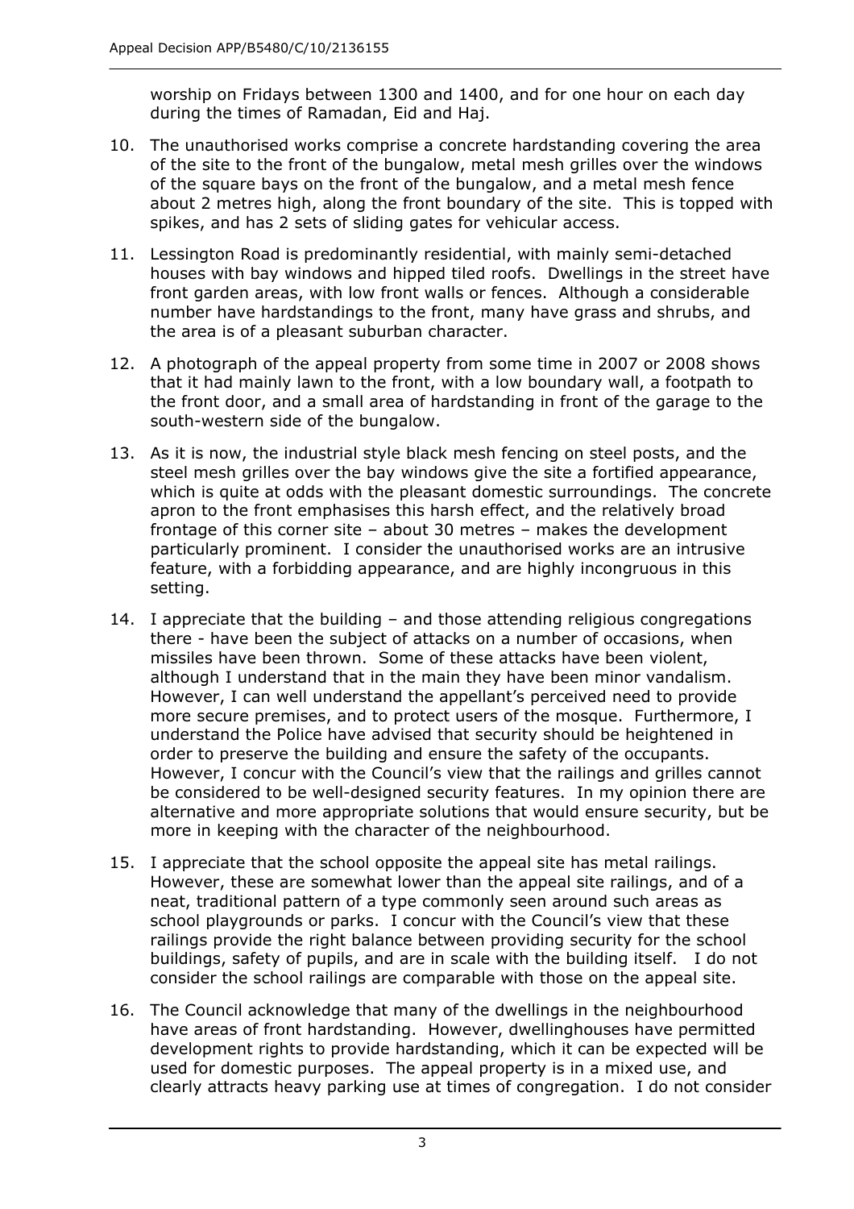worship on Fridays between 1300 and 1400, and for one hour on each day during the times of Ramadan, Eid and Haj.

10. The unauthorised works comprise a concrete hardstanding covering the area of the site to the front of the bungalow, metal mesh grilles over the windows of the square bays on the front of the bungalow, and a metal mesh fence about 2 metres high, along the front boundary of the site. This is topped with spikes, and has 2 sets of sliding gates for vehicular access.

11. Lessington Road is predominantly residential, with mainly semi-detached houses with bay windows and hipped tiled roofs. Dwellings in the street have front garden areas, with low front walls or fences. Although a considerable number have hardstandings to the front, many have grass and shrubs, and the area is of a pleasant suburban character.

12. A photograph of the appeal property from some time in 2007 or 2008 shows that it had mainly lawn to the front, with a low boundary wall, a footpath to the front door, and a small area of hardstanding in front of the garage to the south-western side of the bungalow.

13. As it is now, the industrial style black mesh fencing on steel posts, and the steel mesh grilles over the bay windows give the site a fortified appearance, which is quite at odds with the pleasant domestic surroundings. The concrete apron to the front emphasises this harsh effect, and the relatively broad frontage of this corner site – about 30 metres – makes the development particularly prominent. I consider the unauthorised works are an intrusive feature, with a forbidding appearance, and are highly incongruous in this setting.

14. I appreciate that the building – and those attending religious congregations there - have been the subject of attacks on a number of occasions, when missiles have been thrown. Some of these attacks have been violent, although I understand that in the main they have been minor vandalism. However, I can well understand the appellant's perceived need to provide more secure premises, and to protect users of the mosque. Furthermore, I understand the Police have advised that security should be heightened in order to preserve the building and ensure the safety of the occupants. However, I concur with the Council's view that the railings and grilles cannot be considered to be well-designed security features. In my opinion there are alternative and more appropriate solutions that would ensure security, but be more in keeping with the character of the neighbourhood.

15. I appreciate that the school opposite the appeal site has metal railings. However, these are somewhat lower than the appeal site railings, and of a neat, traditional pattern of a type commonly seen around such areas as school playgrounds or parks. I concur with the Council's view that these railings provide the right balance between providing security for the school buildings, safety of pupils, and are in scale with the building itself. I do not consider the school railings are comparable with those on the appeal site.

16. The Council acknowledge that many of the dwellings in the neighbourhood have areas of front hardstanding. However, dwellinghouses have permitted development rights to provide hardstanding, which it can be expected will be used for domestic purposes. The appeal property is in a mixed use, and clearly attracts heavy parking use at times of congregation. I do not consider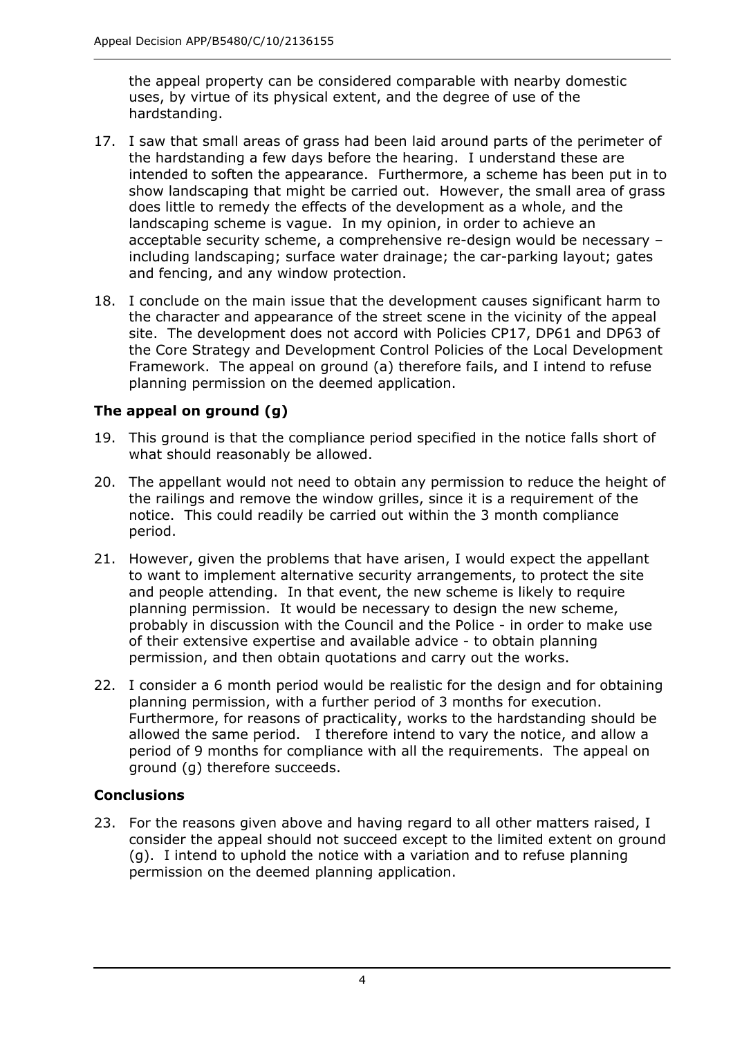the appeal property can be considered comparable with nearby domestic uses, by virtue of its physical extent, and the degree of use of the hardstanding.

17. I saw that small areas of grass had been laid around parts of the perimeter of the hardstanding a few days before the hearing. I understand these are intended to soften the appearance. Furthermore, a scheme has been put in to show landscaping that might be carried out. However, the small area of grass does little to remedy the effects of the development as a whole, and the landscaping scheme is vague. In my opinion, in order to achieve an acceptable security scheme, a comprehensive re-design would be necessary – including landscaping; surface water drainage; the car-parking layout; gates and fencing, and any window protection.

18. I conclude on the main issue that the development causes significant harm to the character and appearance of the street scene in the vicinity of the appeal site. The development does not accord with Policies CP17, DP61 and DP63 of the Core Strategy and Development Control Policies of the Local Development Framework. The appeal on ground (a) therefore fails, and I intend to refuse planning permission on the deemed application.

### The appeal on ground (g)

19. This ground is that the compliance period specified in the notice falls short of what should reasonably be allowed.

20. The appellant would not need to obtain any permission to reduce the height of the railings and remove the window grilles, since it is a requirement of the notice. This could readily be carried out within the 3 month compliance period.

21. However, given the problems that have arisen, I would expect the appellant to want to implement alternative security arrangements, to protect the site and people attending. In that event, the new scheme is likely to require planning permission. It would be necessary to design the new scheme, probably in discussion with the Council and the Police - in order to make use of their extensive expertise and available advice - to obtain planning permission, and then obtain quotations and carry out the works.

22. I consider a 6 month period would be realistic for the design and for obtaining planning permission, with a further period of 3 months for execution. Furthermore, for reasons of practicality, works to the hardstanding should be allowed the same period. I therefore intend to vary the notice, and allow a period of 9 months for compliance with all the requirements. The appeal on ground (g) therefore succeeds.

### Conclusions

23. For the reasons given above and having regard to all other matters raised, I consider the appeal should not succeed except to the limited extent on ground (g). I intend to uphold the notice with a variation and to refuse planning permission on the deemed planning application.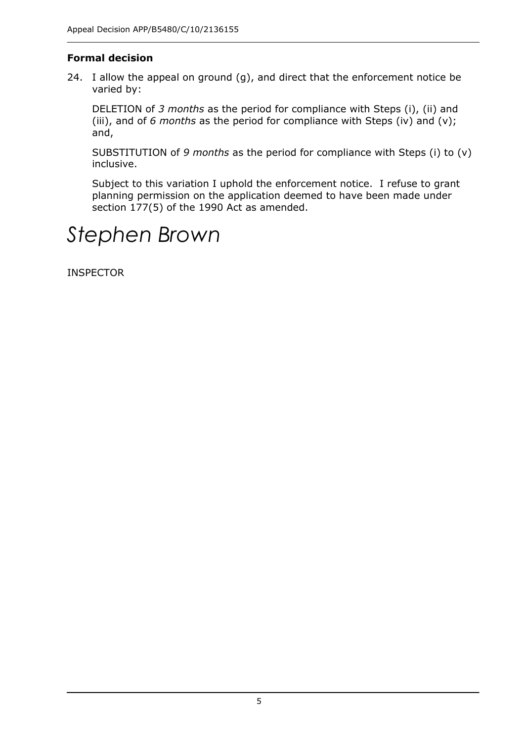**Formal decision**

24. I allow the appeal on ground (g), and direct that the enforcement notice be varied by:

    DELETION of *3 months* as the period for compliance with Steps (i), (ii) and (iii), and of *6 months* as the period for compliance with Steps (iv) and (v); and,

    SUBSTITUTION of *9 months* as the period for compliance with Steps (i) to (v) inclusive.

    Subject to this variation I uphold the enforcement notice. I refuse to grant planning permission on the application deemed to have been made under section 177(5) of the 1990 Act as amended.

*Stephen Brown*

INSPECTOR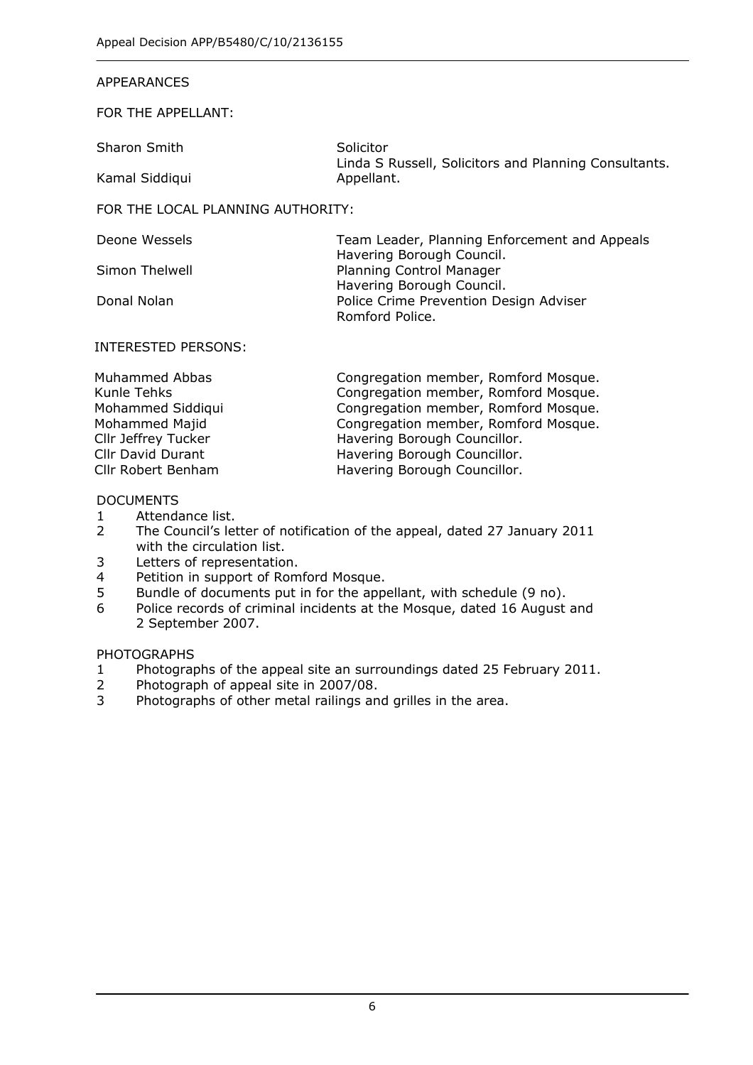## APPEARANCES

FOR THE APPELLANT:

| | |
|---|---|
| Sharon Smith | Solicitor<br>Linda S Russell, Solicitors and Planning Consultants. |
| Kamal Siddiqui | Appellant. |

FOR THE LOCAL PLANNING AUTHORITY:

| | |
|---|---|
| Deone Wessels | Team Leader, Planning Enforcement and Appeals<br>Havering Borough Council. |
| Simon Thelwell | Planning Control Manager<br>Havering Borough Council. |
| Donal Nolan | Police Crime Prevention Design Adviser<br>Romford Police. |

INTERESTED PERSONS:

| | |
|---|---|
| Muhammed Abbas | Congregation member, Romford Mosque. |
| Kunle Tehks | Congregation member, Romford Mosque. |
| Mohammed Siddiqui | Congregation member, Romford Mosque. |
| Mohammed Majid | Congregation member, Romford Mosque. |
| Cllr Jeffrey Tucker | Havering Borough Councillor. |
| Cllr David Durant | Havering Borough Councillor. |
| Cllr Robert Benham | Havering Borough Councillor. |

## DOCUMENTS

1. Attendance list.
2. The Council's letter of notification of the appeal, dated 27 January 2011 with the circulation list.
3. Letters of representation.
4. Petition in support of Romford Mosque.
5. Bundle of documents put in for the appellant, with schedule (9 no).
6. Police records of criminal incidents at the Mosque, dated 16 August and 2 September 2007.

## PHOTOGRAPHS

1. Photographs of the appeal site an surroundings dated 25 February 2011.
2. Photograph of appeal site in 2007/08.
3. Photographs of other metal railings and grilles in the area.